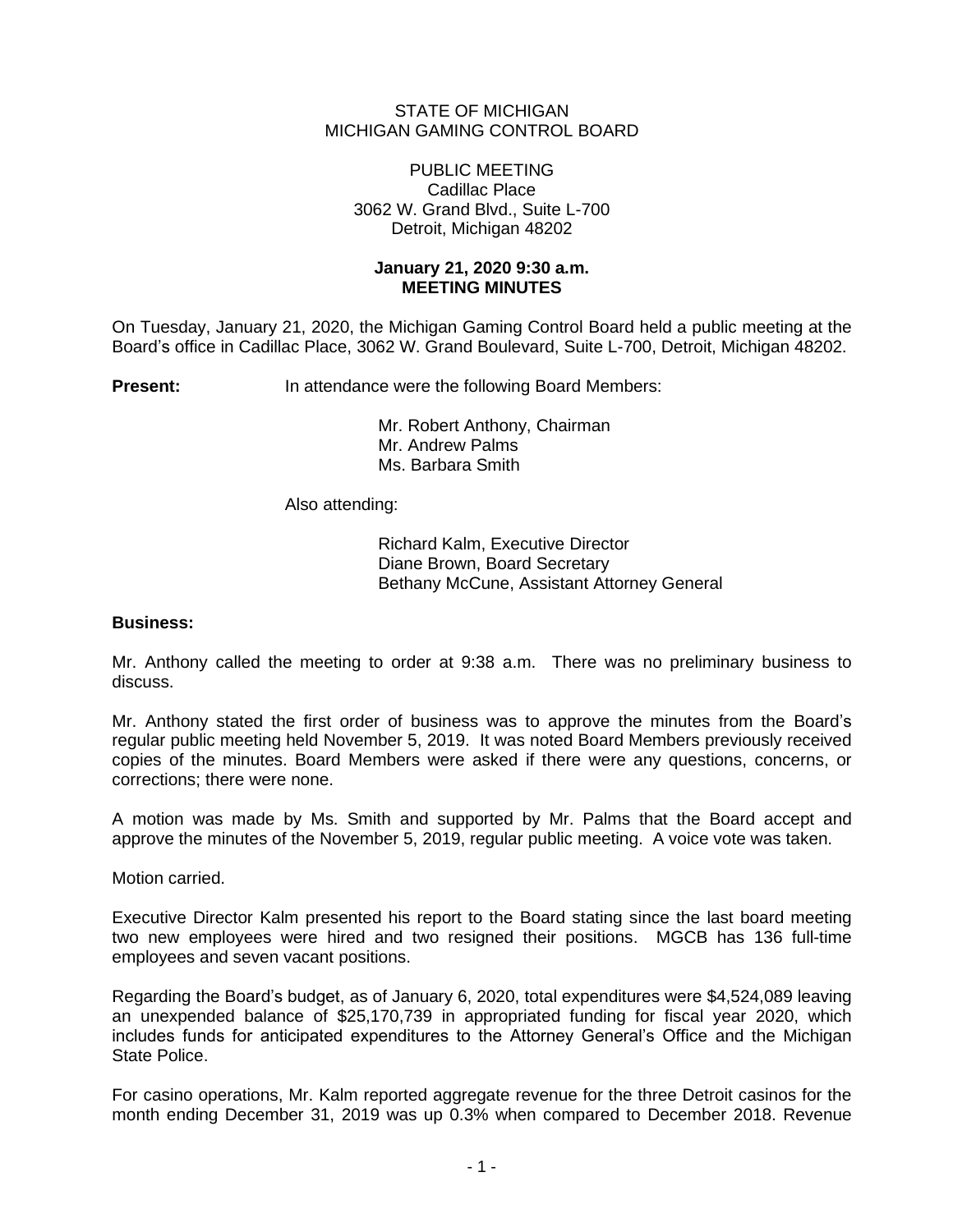STATE OF MICHIGAN
MICHIGAN GAMING CONTROL BOARD

PUBLIC MEETING
Cadillac Place
3062 W. Grand Blvd., Suite L-700
Detroit, Michigan 48202

**January 21, 2020 9:30 a.m.**
**MEETING MINUTES**

On Tuesday, January 21, 2020, the Michigan Gaming Control Board held a public meeting at the Board's office in Cadillac Place, 3062 W. Grand Boulevard, Suite L-700, Detroit, Michigan 48202.

**Present:** In attendance were the following Board Members:

Mr. Robert Anthony, Chairman
Mr. Andrew Palms
Ms. Barbara Smith

Also attending:

Richard Kalm, Executive Director
Diane Brown, Board Secretary
Bethany McCune, Assistant Attorney General

**Business:**

Mr. Anthony called the meeting to order at 9:38 a.m. There was no preliminary business to discuss.

Mr. Anthony stated the first order of business was to approve the minutes from the Board's regular public meeting held November 5, 2019. It was noted Board Members previously received copies of the minutes. Board Members were asked if there were any questions, concerns, or corrections; there were none.

A motion was made by Ms. Smith and supported by Mr. Palms that the Board accept and approve the minutes of the November 5, 2019, regular public meeting. A voice vote was taken.

Motion carried.

Executive Director Kalm presented his report to the Board stating since the last board meeting two new employees were hired and two resigned their positions. MGCB has 136 full-time employees and seven vacant positions.

Regarding the Board's budget, as of January 6, 2020, total expenditures were $4,524,089 leaving an unexpended balance of $25,170,739 in appropriated funding for fiscal year 2020, which includes funds for anticipated expenditures to the Attorney General's Office and the Michigan State Police.

For casino operations, Mr. Kalm reported aggregate revenue for the three Detroit casinos for the month ending December 31, 2019 was up 0.3% when compared to December 2018. Revenue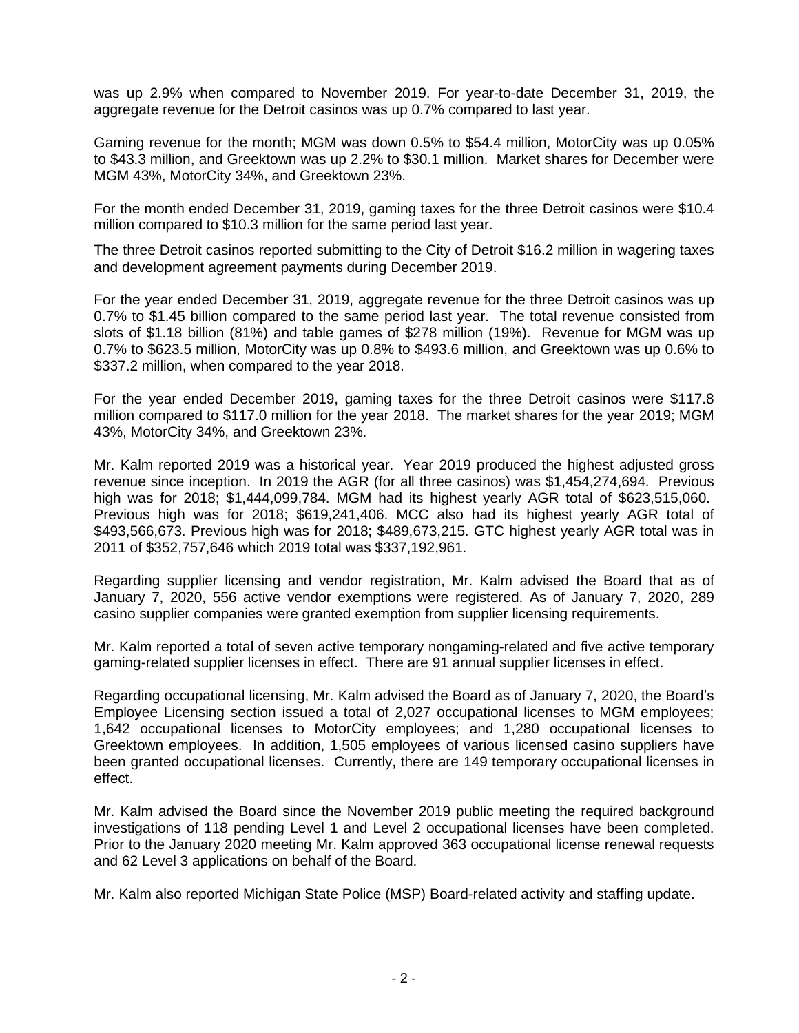was up 2.9% when compared to November 2019. For year-to-date December 31, 2019, the aggregate revenue for the Detroit casinos was up 0.7% compared to last year.

Gaming revenue for the month; MGM was down 0.5% to $54.4 million, MotorCity was up 0.05% to $43.3 million, and Greektown was up 2.2% to $30.1 million. Market shares for December were MGM 43%, MotorCity 34%, and Greektown 23%.

For the month ended December 31, 2019, gaming taxes for the three Detroit casinos were $10.4 million compared to $10.3 million for the same period last year.

The three Detroit casinos reported submitting to the City of Detroit $16.2 million in wagering taxes and development agreement payments during December 2019.

For the year ended December 31, 2019, aggregate revenue for the three Detroit casinos was up 0.7% to $1.45 billion compared to the same period last year. The total revenue consisted from slots of $1.18 billion (81%) and table games of $278 million (19%). Revenue for MGM was up 0.7% to $623.5 million, MotorCity was up 0.8% to $493.6 million, and Greektown was up 0.6% to $337.2 million, when compared to the year 2018.

For the year ended December 2019, gaming taxes for the three Detroit casinos were $117.8 million compared to $117.0 million for the year 2018. The market shares for the year 2019; MGM 43%, MotorCity 34%, and Greektown 23%.

Mr. Kalm reported 2019 was a historical year. Year 2019 produced the highest adjusted gross revenue since inception. In 2019 the AGR (for all three casinos) was $1,454,274,694. Previous high was for 2018; $1,444,099,784. MGM had its highest yearly AGR total of $623,515,060. Previous high was for 2018; $619,241,406. MCC also had its highest yearly AGR total of $493,566,673. Previous high was for 2018; $489,673,215. GTC highest yearly AGR total was in 2011 of $352,757,646 which 2019 total was $337,192,961.

Regarding supplier licensing and vendor registration, Mr. Kalm advised the Board that as of January 7, 2020, 556 active vendor exemptions were registered. As of January 7, 2020, 289 casino supplier companies were granted exemption from supplier licensing requirements.

Mr. Kalm reported a total of seven active temporary nongaming-related and five active temporary gaming-related supplier licenses in effect. There are 91 annual supplier licenses in effect.

Regarding occupational licensing, Mr. Kalm advised the Board as of January 7, 2020, the Board's Employee Licensing section issued a total of 2,027 occupational licenses to MGM employees; 1,642 occupational licenses to MotorCity employees; and 1,280 occupational licenses to Greektown employees. In addition, 1,505 employees of various licensed casino suppliers have been granted occupational licenses. Currently, there are 149 temporary occupational licenses in effect.

Mr. Kalm advised the Board since the November 2019 public meeting the required background investigations of 118 pending Level 1 and Level 2 occupational licenses have been completed. Prior to the January 2020 meeting Mr. Kalm approved 363 occupational license renewal requests and 62 Level 3 applications on behalf of the Board.

Mr. Kalm also reported Michigan State Police (MSP) Board-related activity and staffing update.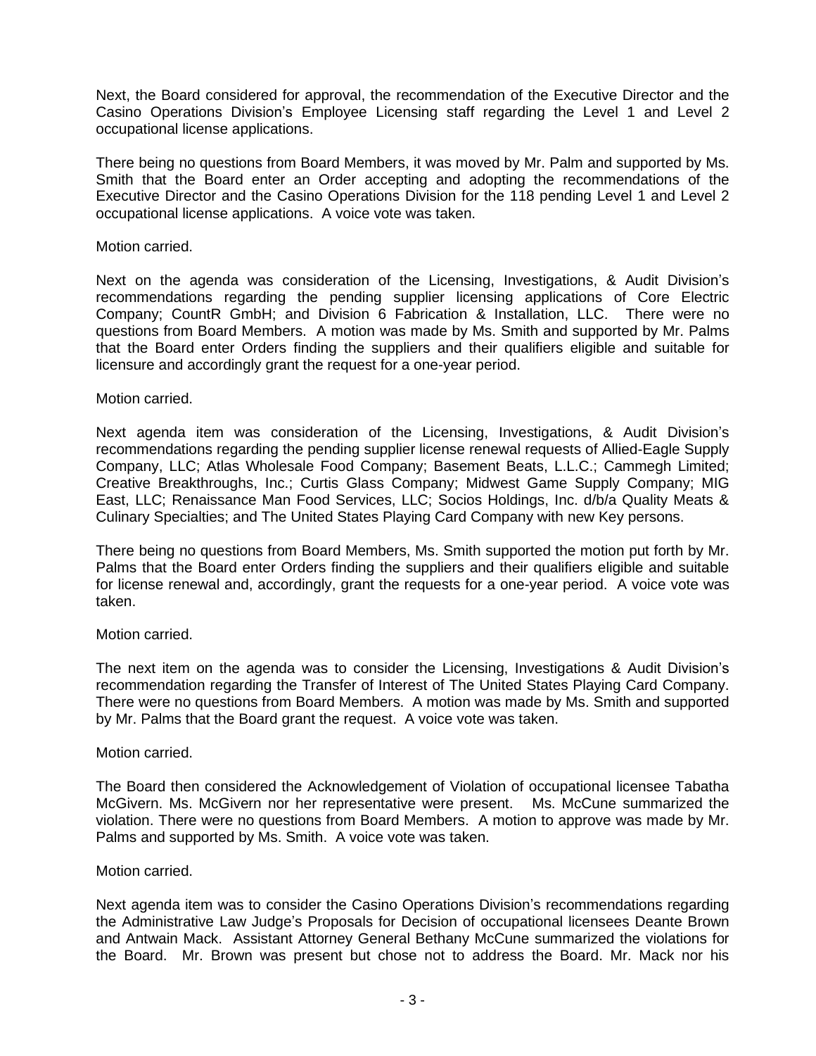Next, the Board considered for approval, the recommendation of the Executive Director and the Casino Operations Division's Employee Licensing staff regarding the Level 1 and Level 2 occupational license applications.

There being no questions from Board Members, it was moved by Mr. Palm and supported by Ms. Smith that the Board enter an Order accepting and adopting the recommendations of the Executive Director and the Casino Operations Division for the 118 pending Level 1 and Level 2 occupational license applications. A voice vote was taken.

Motion carried.

Next on the agenda was consideration of the Licensing, Investigations, & Audit Division's recommendations regarding the pending supplier licensing applications of Core Electric Company; CountR GmbH; and Division 6 Fabrication & Installation, LLC. There were no questions from Board Members. A motion was made by Ms. Smith and supported by Mr. Palms that the Board enter Orders finding the suppliers and their qualifiers eligible and suitable for licensure and accordingly grant the request for a one-year period.

Motion carried.

Next agenda item was consideration of the Licensing, Investigations, & Audit Division's recommendations regarding the pending supplier license renewal requests of Allied-Eagle Supply Company, LLC; Atlas Wholesale Food Company; Basement Beats, L.L.C.; Cammegh Limited; Creative Breakthroughs, Inc.; Curtis Glass Company; Midwest Game Supply Company; MIG East, LLC; Renaissance Man Food Services, LLC; Socios Holdings, Inc. d/b/a Quality Meats & Culinary Specialties; and The United States Playing Card Company with new Key persons.

There being no questions from Board Members, Ms. Smith supported the motion put forth by Mr. Palms that the Board enter Orders finding the suppliers and their qualifiers eligible and suitable for license renewal and, accordingly, grant the requests for a one-year period. A voice vote was taken.

Motion carried.

The next item on the agenda was to consider the Licensing, Investigations & Audit Division's recommendation regarding the Transfer of Interest of The United States Playing Card Company. There were no questions from Board Members. A motion was made by Ms. Smith and supported by Mr. Palms that the Board grant the request. A voice vote was taken.

Motion carried.

The Board then considered the Acknowledgement of Violation of occupational licensee Tabatha McGivern. Ms. McGivern nor her representative were present. Ms. McCune summarized the violation. There were no questions from Board Members. A motion to approve was made by Mr. Palms and supported by Ms. Smith. A voice vote was taken.

Motion carried.

Next agenda item was to consider the Casino Operations Division's recommendations regarding the Administrative Law Judge's Proposals for Decision of occupational licensees Deante Brown and Antwain Mack. Assistant Attorney General Bethany McCune summarized the violations for the Board. Mr. Brown was present but chose not to address the Board. Mr. Mack nor his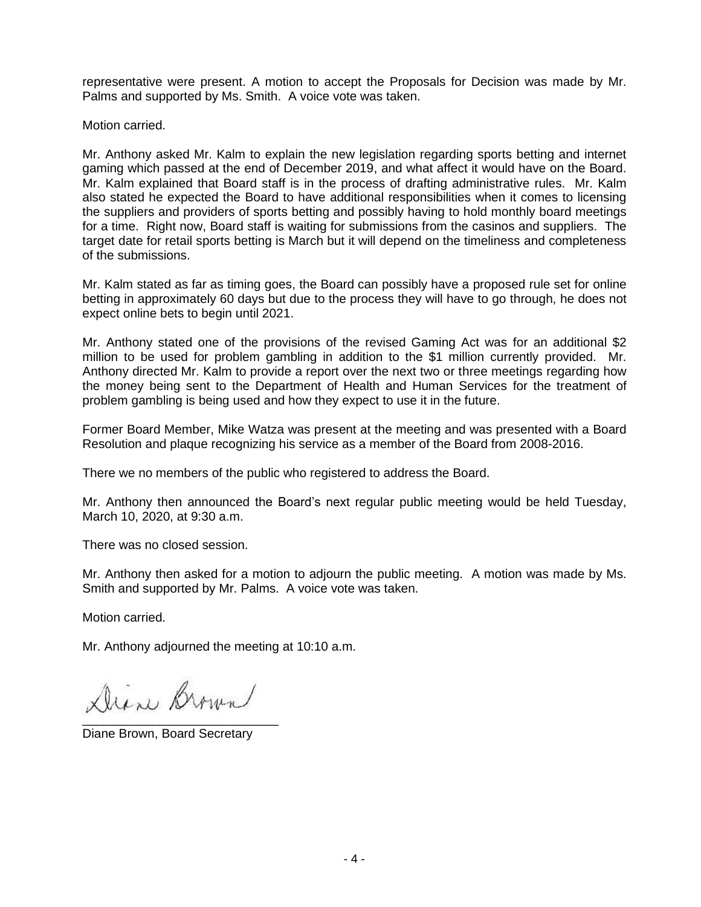representative were present. A motion to accept the Proposals for Decision was made by Mr. Palms and supported by Ms. Smith. A voice vote was taken.

Motion carried.

Mr. Anthony asked Mr. Kalm to explain the new legislation regarding sports betting and internet gaming which passed at the end of December 2019, and what affect it would have on the Board. Mr. Kalm explained that Board staff is in the process of drafting administrative rules. Mr. Kalm also stated he expected the Board to have additional responsibilities when it comes to licensing the suppliers and providers of sports betting and possibly having to hold monthly board meetings for a time. Right now, Board staff is waiting for submissions from the casinos and suppliers. The target date for retail sports betting is March but it will depend on the timeliness and completeness of the submissions.

Mr. Kalm stated as far as timing goes, the Board can possibly have a proposed rule set for online betting in approximately 60 days but due to the process they will have to go through, he does not expect online bets to begin until 2021.

Mr. Anthony stated one of the provisions of the revised Gaming Act was for an additional $2 million to be used for problem gambling in addition to the $1 million currently provided. Mr. Anthony directed Mr. Kalm to provide a report over the next two or three meetings regarding how the money being sent to the Department of Health and Human Services for the treatment of problem gambling is being used and how they expect to use it in the future.

Former Board Member, Mike Watza was present at the meeting and was presented with a Board Resolution and plaque recognizing his service as a member of the Board from 2008-2016.

There we no members of the public who registered to address the Board.

Mr. Anthony then announced the Board's next regular public meeting would be held Tuesday, March 10, 2020, at 9:30 a.m.

There was no closed session.

Mr. Anthony then asked for a motion to adjourn the public meeting. A motion was made by Ms. Smith and supported by Mr. Palms. A voice vote was taken.

Motion carried.

Mr. Anthony adjourned the meeting at 10:10 a.m.

Diane Brown

\_\_\_\_\_\_\_\_\_\_\_\_\_\_\_\_\_\_\_\_\_\_\_\_\_\_\_\_

Diane Brown, Board Secretary